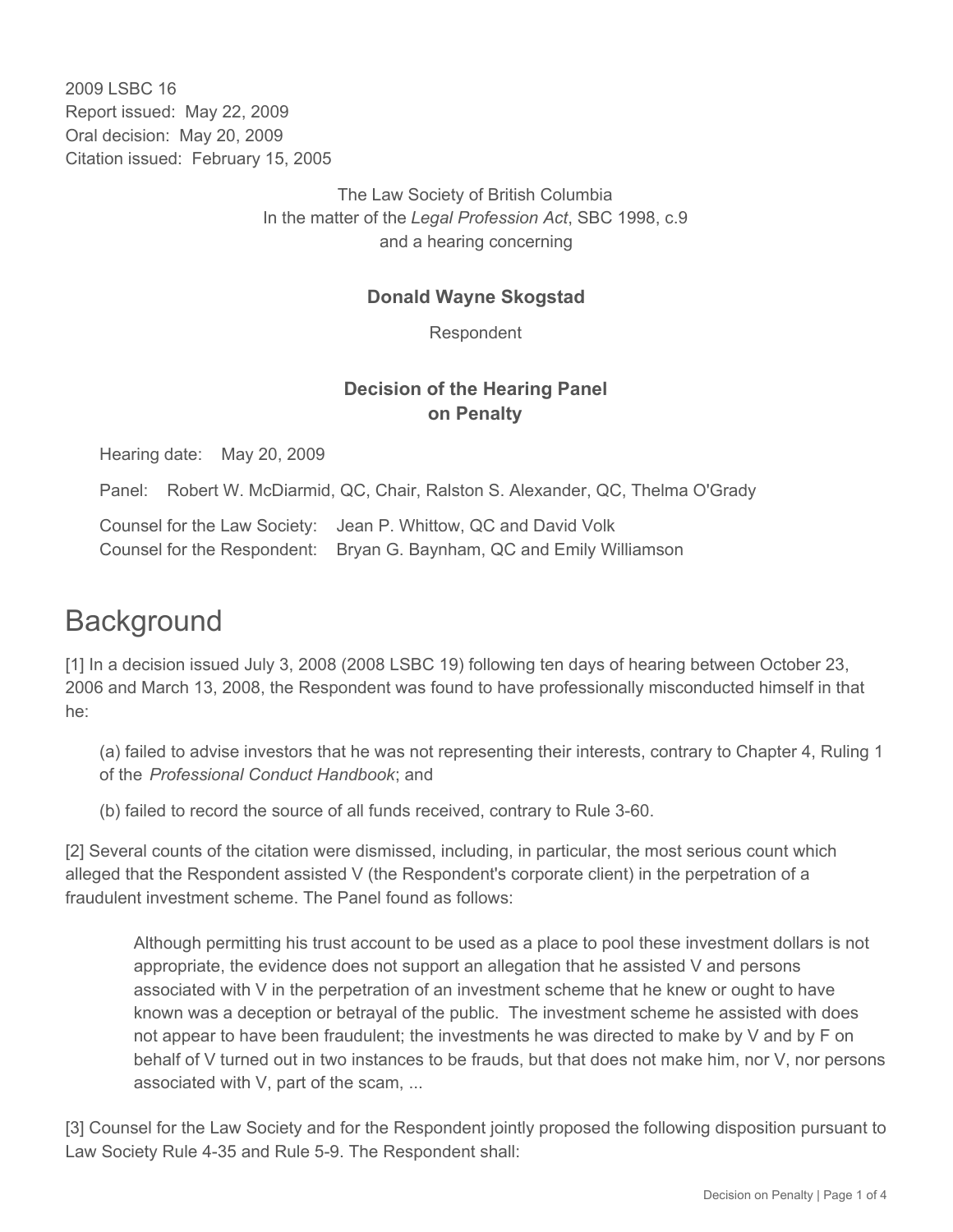2009 LSBC 16
Report issued: May 22, 2009
Oral decision: May 20, 2009
Citation issued: February 15, 2005

The Law Society of British Columbia
In the matter of the *Legal Profession Act*, SBC 1998, c.9
and a hearing concerning

**Donald Wayne Skogstad**

Respondent

**Decision of the Hearing Panel on Penalty**

Hearing date: May 20, 2009

Panel: Robert W. McDiarmid, QC, Chair, Ralston S. Alexander, QC, Thelma O'Grady

Counsel for the Law Society: Jean P. Whittow, QC and David Volk
Counsel for the Respondent: Bryan G. Baynham, QC and Emily Williamson

# Background

[1] In a decision issued July 3, 2008 (2008 LSBC 19) following ten days of hearing between October 23, 2006 and March 13, 2008, the Respondent was found to have professionally misconducted himself in that he:

(a) failed to advise investors that he was not representing their interests, contrary to Chapter 4, Ruling 1 of the *Professional Conduct Handbook*; and

(b) failed to record the source of all funds received, contrary to Rule 3-60.

[2] Several counts of the citation were dismissed, including, in particular, the most serious count which alleged that the Respondent assisted V (the Respondent's corporate client) in the perpetration of a fraudulent investment scheme. The Panel found as follows:

> Although permitting his trust account to be used as a place to pool these investment dollars is not appropriate, the evidence does not support an allegation that he assisted V and persons associated with V in the perpetration of an investment scheme that he knew or ought to have known was a deception or betrayal of the public. The investment scheme he assisted with does not appear to have been fraudulent; the investments he was directed to make by V and by F on behalf of V turned out in two instances to be frauds, but that does not make him, nor V, nor persons associated with V, part of the scam, ...

[3] Counsel for the Law Society and for the Respondent jointly proposed the following disposition pursuant to Law Society Rule 4-35 and Rule 5-9. The Respondent shall: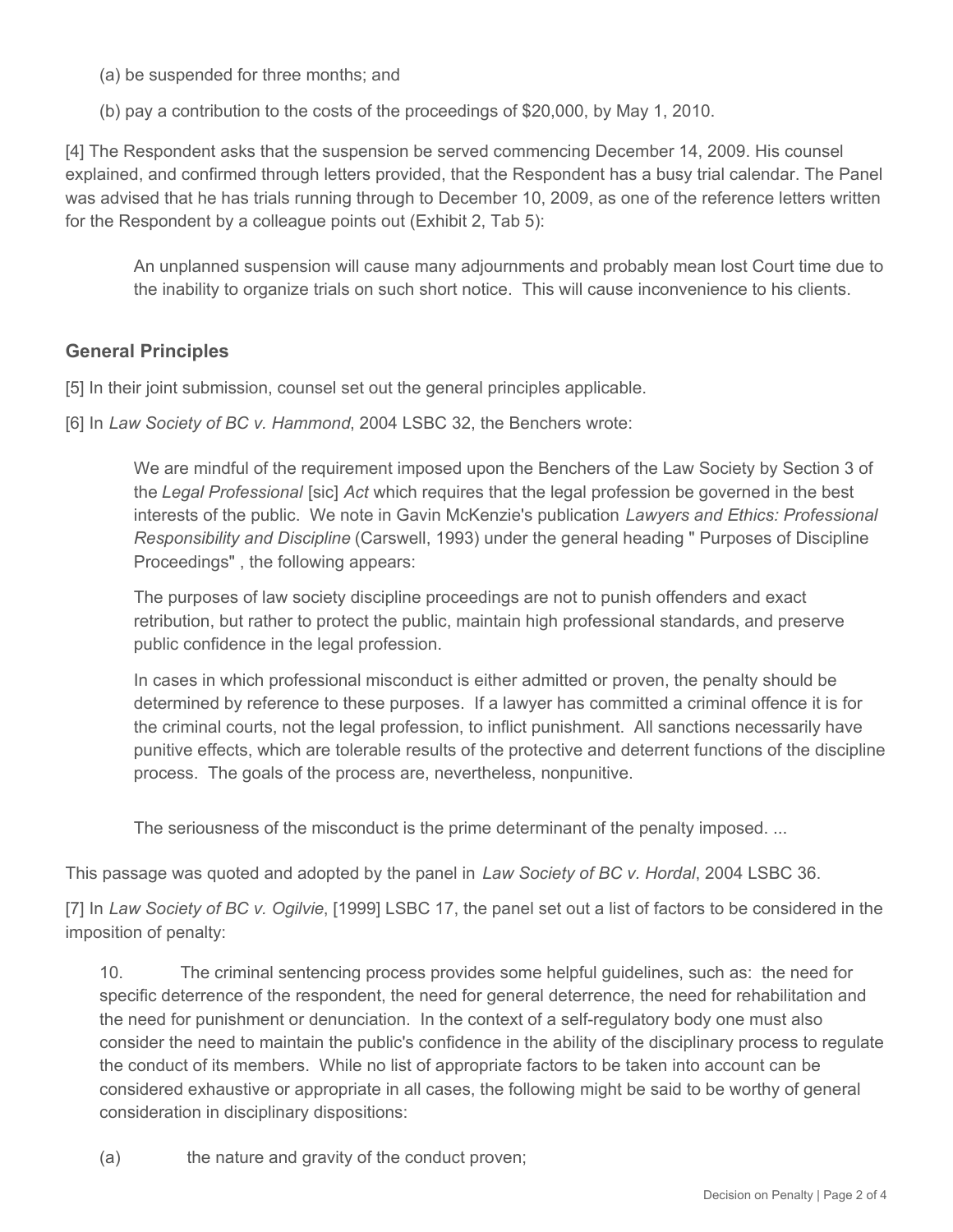(a) be suspended for three months; and

(b) pay a contribution to the costs of the proceedings of $20,000, by May 1, 2010.

[4] The Respondent asks that the suspension be served commencing December 14, 2009. His counsel explained, and confirmed through letters provided, that the Respondent has a busy trial calendar. The Panel was advised that he has trials running through to December 10, 2009, as one of the reference letters written for the Respondent by a colleague points out (Exhibit 2, Tab 5):

> An unplanned suspension will cause many adjournments and probably mean lost Court time due to the inability to organize trials on such short notice. This will cause inconvenience to his clients.

## General Principles

[5] In their joint submission, counsel set out the general principles applicable.

[6] In *Law Society of BC v. Hammond*, 2004 LSBC 32, the Benchers wrote:

> We are mindful of the requirement imposed upon the Benchers of the Law Society by Section 3 of the *Legal Professional* [sic] *Act* which requires that the legal profession be governed in the best interests of the public. We note in Gavin McKenzie's publication *Lawyers and Ethics: Professional Responsibility and Discipline* (Carswell, 1993) under the general heading " Purposes of Discipline Proceedings" , the following appears:
>
> The purposes of law society discipline proceedings are not to punish offenders and exact retribution, but rather to protect the public, maintain high professional standards, and preserve public confidence in the legal profession.
>
> In cases in which professional misconduct is either admitted or proven, the penalty should be determined by reference to these purposes. If a lawyer has committed a criminal offence it is for the criminal courts, not the legal profession, to inflict punishment. All sanctions necessarily have punitive effects, which are tolerable results of the protective and deterrent functions of the discipline process. The goals of the process are, nevertheless, nonpunitive.
>
> The seriousness of the misconduct is the prime determinant of the penalty imposed. ...

This passage was quoted and adopted by the panel in *Law Society of BC v. Hordal*, 2004 LSBC 36.

[7] In *Law Society of BC v. Ogilvie*, [1999] LSBC 17, the panel set out a list of factors to be considered in the imposition of penalty:

> 10. The criminal sentencing process provides some helpful guidelines, such as: the need for specific deterrence of the respondent, the need for general deterrence, the need for rehabilitation and the need for punishment or denunciation. In the context of a self-regulatory body one must also consider the need to maintain the public's confidence in the ability of the disciplinary process to regulate the conduct of its members. While no list of appropriate factors to be taken into account can be considered exhaustive or appropriate in all cases, the following might be said to be worthy of general consideration in disciplinary dispositions:
>
> (a) the nature and gravity of the conduct proven;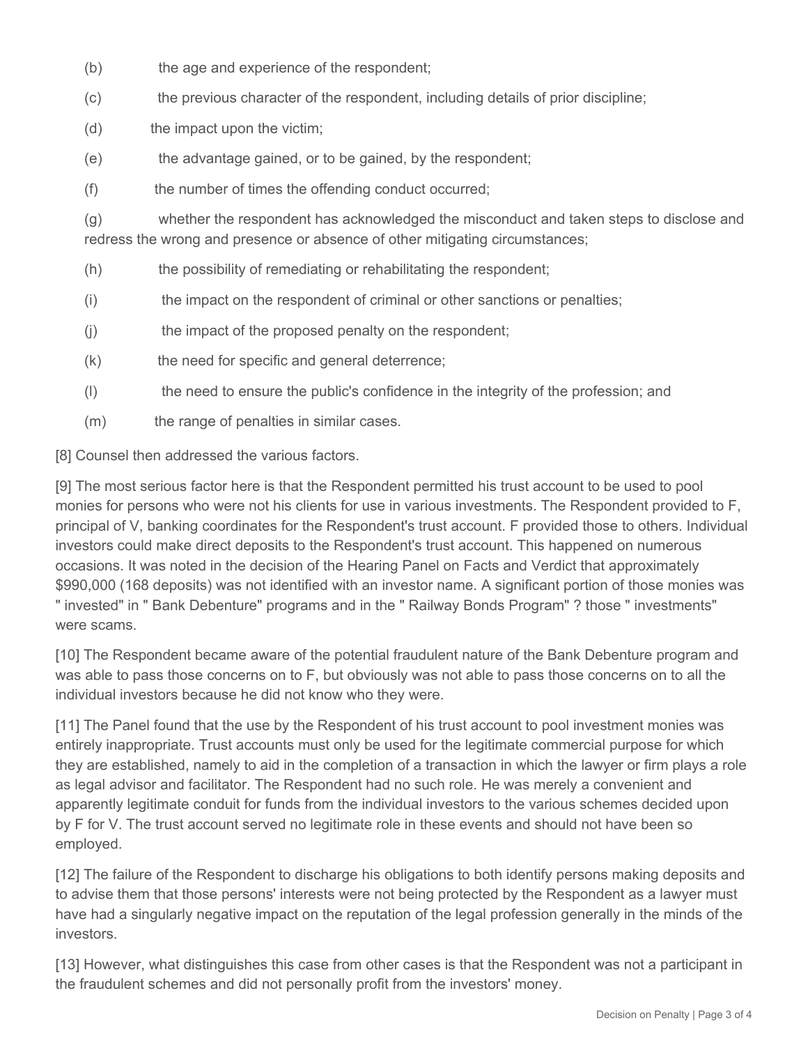(b) the age and experience of the respondent;

(c) the previous character of the respondent, including details of prior discipline;

(d) the impact upon the victim;

(e) the advantage gained, or to be gained, by the respondent;

(f) the number of times the offending conduct occurred;

(g) whether the respondent has acknowledged the misconduct and taken steps to disclose and redress the wrong and presence or absence of other mitigating circumstances;

(h) the possibility of remediating or rehabilitating the respondent;

(i) the impact on the respondent of criminal or other sanctions or penalties;

(j) the impact of the proposed penalty on the respondent;

(k) the need for specific and general deterrence;

(l) the need to ensure the public's confidence in the integrity of the profession; and

(m) the range of penalties in similar cases.

[8] Counsel then addressed the various factors.

[9] The most serious factor here is that the Respondent permitted his trust account to be used to pool monies for persons who were not his clients for use in various investments. The Respondent provided to F, principal of V, banking coordinates for the Respondent's trust account. F provided those to others. Individual investors could make direct deposits to the Respondent's trust account. This happened on numerous occasions. It was noted in the decision of the Hearing Panel on Facts and Verdict that approximately $990,000 (168 deposits) was not identified with an investor name. A significant portion of those monies was " invested" in " Bank Debenture" programs and in the " Railway Bonds Program" ? those " investments" were scams.

[10] The Respondent became aware of the potential fraudulent nature of the Bank Debenture program and was able to pass those concerns on to F, but obviously was not able to pass those concerns on to all the individual investors because he did not know who they were.

[11] The Panel found that the use by the Respondent of his trust account to pool investment monies was entirely inappropriate. Trust accounts must only be used for the legitimate commercial purpose for which they are established, namely to aid in the completion of a transaction in which the lawyer or firm plays a role as legal advisor and facilitator. The Respondent had no such role. He was merely a convenient and apparently legitimate conduit for funds from the individual investors to the various schemes decided upon by F for V. The trust account served no legitimate role in these events and should not have been so employed.

[12] The failure of the Respondent to discharge his obligations to both identify persons making deposits and to advise them that those persons' interests were not being protected by the Respondent as a lawyer must have had a singularly negative impact on the reputation of the legal profession generally in the minds of the investors.

[13] However, what distinguishes this case from other cases is that the Respondent was not a participant in the fraudulent schemes and did not personally profit from the investors' money.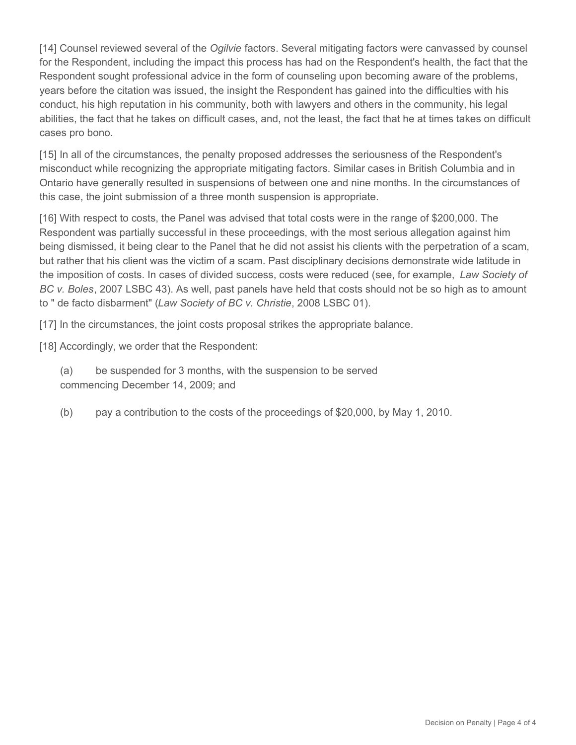[14] Counsel reviewed several of the *Ogilvie* factors. Several mitigating factors were canvassed by counsel for the Respondent, including the impact this process has had on the Respondent's health, the fact that the Respondent sought professional advice in the form of counseling upon becoming aware of the problems, years before the citation was issued, the insight the Respondent has gained into the difficulties with his conduct, his high reputation in his community, both with lawyers and others in the community, his legal abilities, the fact that he takes on difficult cases, and, not the least, the fact that he at times takes on difficult cases pro bono.

[15] In all of the circumstances, the penalty proposed addresses the seriousness of the Respondent's misconduct while recognizing the appropriate mitigating factors. Similar cases in British Columbia and in Ontario have generally resulted in suspensions of between one and nine months. In the circumstances of this case, the joint submission of a three month suspension is appropriate.

[16] With respect to costs, the Panel was advised that total costs were in the range of $200,000. The Respondent was partially successful in these proceedings, with the most serious allegation against him being dismissed, it being clear to the Panel that he did not assist his clients with the perpetration of a scam, but rather that his client was the victim of a scam. Past disciplinary decisions demonstrate wide latitude in the imposition of costs. In cases of divided success, costs were reduced (see, for example, *Law Society of BC v. Boles*, 2007 LSBC 43). As well, past panels have held that costs should not be so high as to amount to " de facto disbarment" (*Law Society of BC v. Christie*, 2008 LSBC 01).

[17] In the circumstances, the joint costs proposal strikes the appropriate balance.

[18] Accordingly, we order that the Respondent:

(a) be suspended for 3 months, with the suspension to be served commencing December 14, 2009; and

(b) pay a contribution to the costs of the proceedings of $20,000, by May 1, 2010.